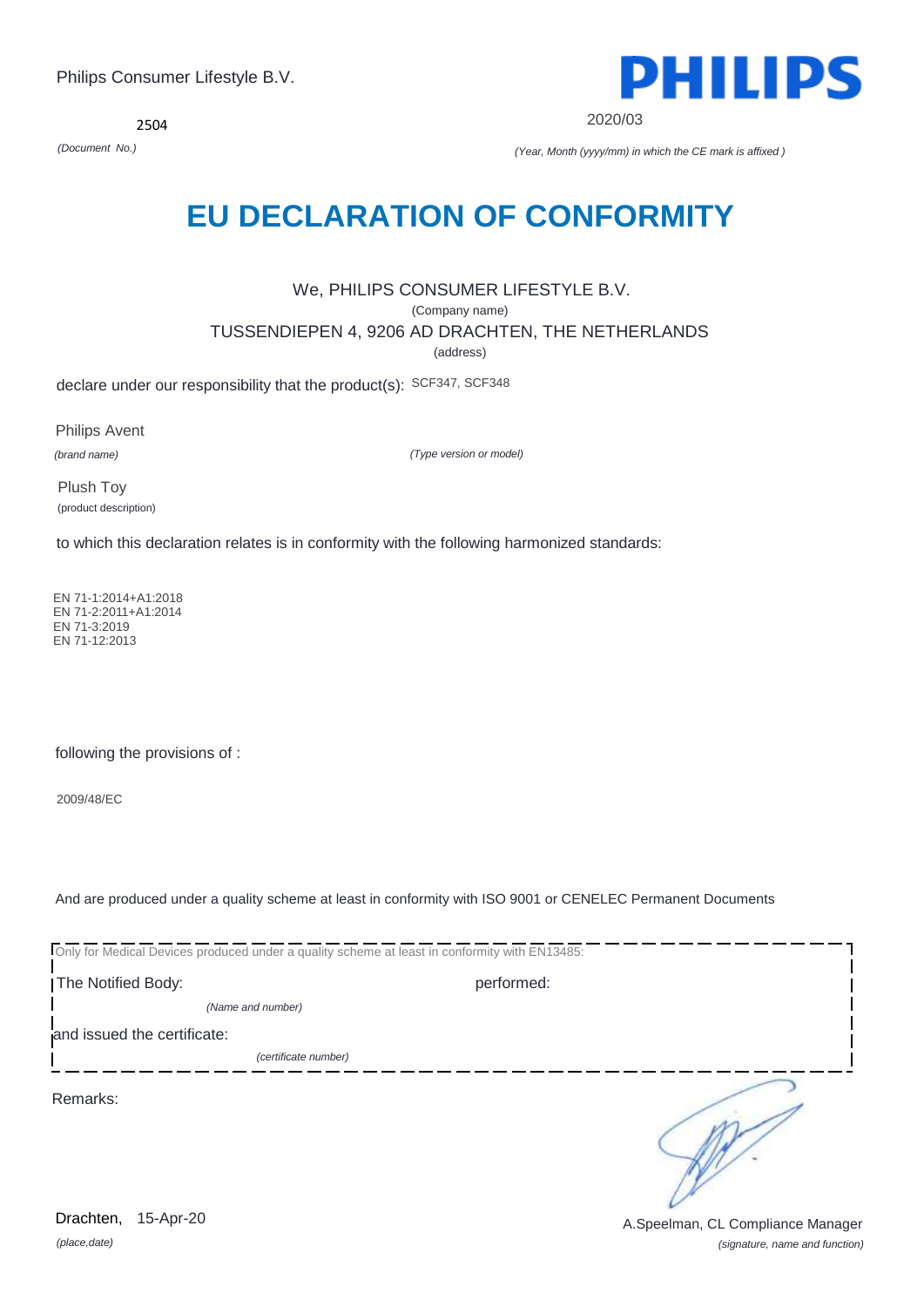Philips Consumer Lifestyle B.V.

PHILIPS

2504

*(Document No.)*

2020/03

*(Year, Month (yyyy/mm) in which the CE mark is affixed )*

# EU DECLARATION OF CONFORMITY

We, PHILIPS CONSUMER LIFESTYLE B.V.

(Company name)

TUSSENDIEPEN 4, 9206 AD DRACHTEN, THE NETHERLANDS

(address)

declare under our responsibility that the product(s): SCF347, SCF348

Philips Avent

*(brand name)*

*(Type version or model)*

Plush Toy

(product description)

to which this declaration relates is in conformity with the following harmonized standards:

EN 71-1:2014+A1:2018
EN 71-2:2011+A1:2014
EN 71-3:2019
EN 71-12:2013

following the provisions of :

2009/48/EC

And are produced under a quality scheme at least in conformity with ISO 9001 or CENELEC Permanent Documents

Only for Medical Devices produced under a quality scheme at least in conformity with EN13485:

The Notified Body: performed:

*(Name and number)*

and issued the certificate:

*(certificate number)*

Remarks:

Drachten, 15-Apr-20

*(place,date)*

A.Speelman, CL Compliance Manager

*(signature, name and function)*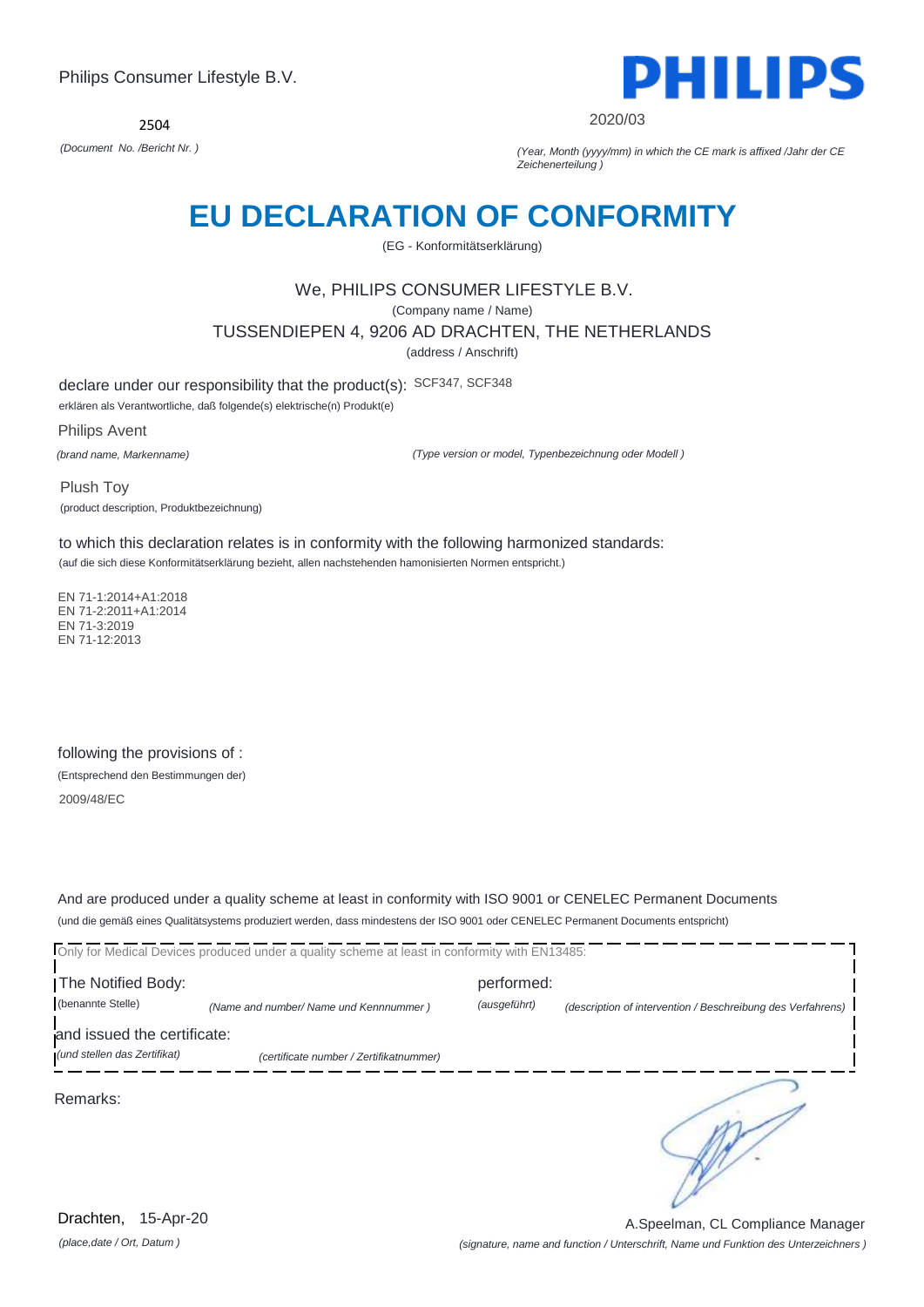Philips Consumer Lifestyle B.V.

2504

*(Document No. /Bericht Nr. )*

2020/03

*(Year, Month (yyyy/mm) in which the CE mark is affixed /Jahr der CE Zeichenerteilung )*

# EU DECLARATION OF CONFORMITY

(EG - Konformitätserklärung)

We, PHILIPS CONSUMER LIFESTYLE B.V.

(Company name / Name)

TUSSENDIEPEN 4, 9206 AD DRACHTEN, THE NETHERLANDS

(address / Anschrift)

declare under our responsibility that the product(s): SCF347, SCF348

erklären als Verantwortliche, daß folgende(s) elektrische(n) Produkt(e)

Philips Avent

*(brand name, Markenname)*

*(Type version or model, Typenbezeichnung oder Modell )*

Plush Toy

(product description, Produktbezeichnung)

to which this declaration relates is in conformity with the following harmonized standards:

(auf die sich diese Konformitätserklärung bezieht, allen nachstehenden hamonisierten Normen entspricht.)

EN 71-1:2014+A1:2018
EN 71-2:2011+A1:2014
EN 71-3:2019
EN 71-12:2013

following the provisions of :

(Entsprechend den Bestimmungen der)

2009/48/EC

And are produced under a quality scheme at least in conformity with ISO 9001 or CENELEC Permanent Documents

(und die gemäß eines Qualitätsystems produziert werden, dass mindestens der ISO 9001 oder CENELEC Permanent Documents entspricht)

Only for Medical Devices produced under a quality scheme at least in conformity with EN13485:

The Notified Body: (benannte Stelle) *(Name and number/ Name und Kennnummer )*

performed: *(ausgeführt)* *(description of intervention / Beschreibung des Verfahrens)*

and issued the certificate: *(und stellen das Zertifikat)* *(certificate number / Zertifikatnummer)*

Remarks:

Drachten, 15-Apr-20

*(place,date / Ort, Datum )*

A.Speelman, CL Compliance Manager

*(signature, name and function / Unterschrift, Name und Funktion des Unterzeichners )*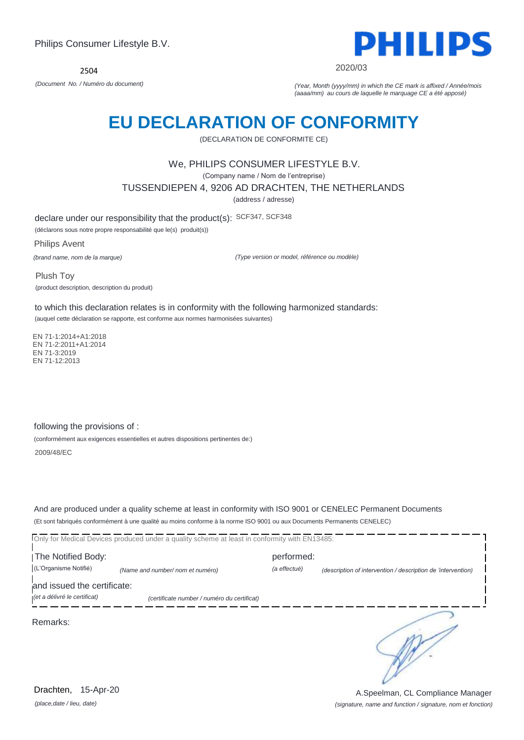Philips Consumer Lifestyle B.V.

2504

*(Document No. / Numéro du document)*

PHILIPS

2020/03

*(Year, Month (yyyy/mm) in which the CE mark is affixed / Année/mois (aaaa/mm) au cours de laquelle le marquage CE a été apposé)*

# EU DECLARATION OF CONFORMITY

(DECLARATION DE CONFORMITE CE)

We, PHILIPS CONSUMER LIFESTYLE B.V.

(Company name / Nom de l'entreprise)

TUSSENDIEPEN 4, 9206 AD DRACHTEN, THE NETHERLANDS

(address / adresse)

declare under our responsibility that the product(s): SCF347, SCF348

(déclarons sous notre propre responsabilité que le(s) produit(s))

Philips Avent

*(brand name, nom de la marque)*

*(Type version or model, référence ou modèle)*

Plush Toy

(product description, description du produit)

to which this declaration relates is in conformity with the following harmonized standards:

(auquel cette déclaration se rapporte, est conforme aux normes harmonisées suivantes)

EN 71-1:2014+A1:2018
EN 71-2:2011+A1:2014
EN 71-3:2019
EN 71-12:2013

following the provisions of :

(conformément aux exigences essentielles et autres dispositions pertinentes de:)

2009/48/EC

And are produced under a quality scheme at least in conformity with ISO 9001 or CENELEC Permanent Documents

(Et sont fabriqués conformément à une qualité au moins conforme à la norme ISO 9001 ou aux Documents Permanents CENELEC)

Only for Medical Devices produced under a quality scheme at least in conformity with EN13485:

The Notified Body: performed:

(L'Organisme Notifié) *(Name and number/ nom et numéro)* *(a effectué)* *(description of intervention / description de 'intervention)*

and issued the certificate:

*(et a délivré le certificat)* *(certificate number / numéro du certificat)*

Remarks:

Drachten, 15-Apr-20

*(place,date / lieu, date)*

A.Speelman, CL Compliance Manager

*(signature, name and function / signature, nom et fonction)*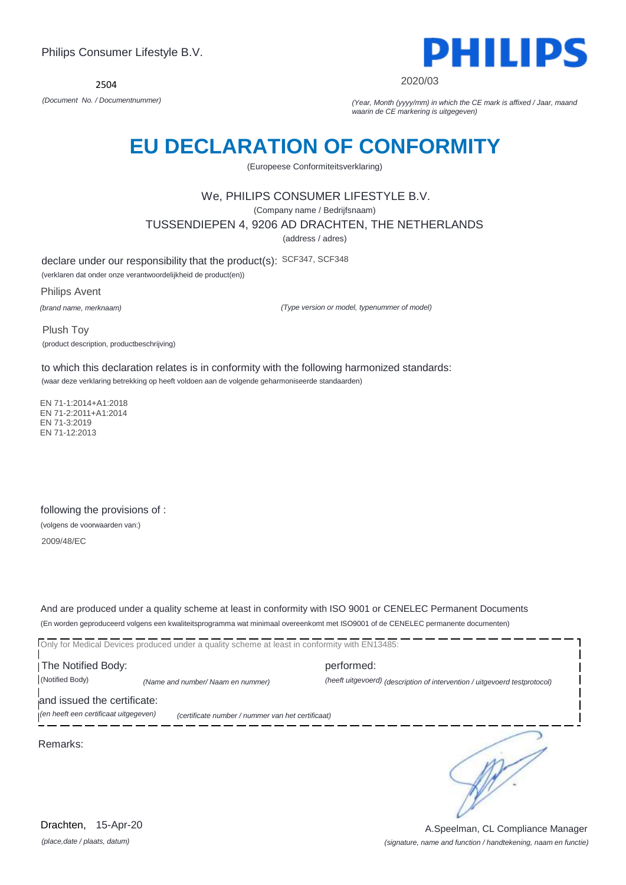Philips Consumer Lifestyle B.V.

2504

*(Document No. / Documentnummer)*

PHILIPS

2020/03

*(Year, Month (yyyy/mm) in which the CE mark is affixed / Jaar, maand waarin de CE markering is uitgegeven)*

# EU DECLARATION OF CONFORMITY

(Europeese Conformiteitsverklaring)

We, PHILIPS CONSUMER LIFESTYLE B.V.

(Company name / Bedrijfsnaam)

TUSSENDIEPEN 4, 9206 AD DRACHTEN, THE NETHERLANDS

(address / adres)

declare under our responsibility that the product(s): SCF347, SCF348

(verklaren dat onder onze verantwoordelijkheid de product(en))

Philips Avent

*(brand name, merknaam)*

*(Type version or model, typenummer of model)*

Plush Toy

(product description, productbeschrijving)

to which this declaration relates is in conformity with the following harmonized standards:

(waar deze verklaring betrekking op heeft voldoen aan de volgende geharmoniseerde standaarden)

EN 71-1:2014+A1:2018
EN 71-2:2011+A1:2014
EN 71-3:2019
EN 71-12:2013

following the provisions of :

(volgens de voorwaarden van:)

2009/48/EC

And are produced under a quality scheme at least in conformity with ISO 9001 or CENELEC Permanent Documents

(En worden geproduceerd volgens een kwaliteitsprogramma wat minimaal overeenkomt met ISO9001 of de CENELEC permanente documenten)

Only for Medical Devices produced under a quality scheme at least in conformity with EN13485:

The Notified Body: performed:

(Notified Body) *(Name and number/ Naam en nummer)* *(heeft uitgevoerd) (description of intervention / uitgevoerd testprotocol)*

and issued the certificate:

*(en heeft een certificaat uitgegeven)* *(certificate number / nummer van het certificaat)*

Remarks:

Drachten, 15-Apr-20

*(place,date / plaats, datum)*

A.Speelman, CL Compliance Manager

*(signature, name and function / handtekening, naam en functie)*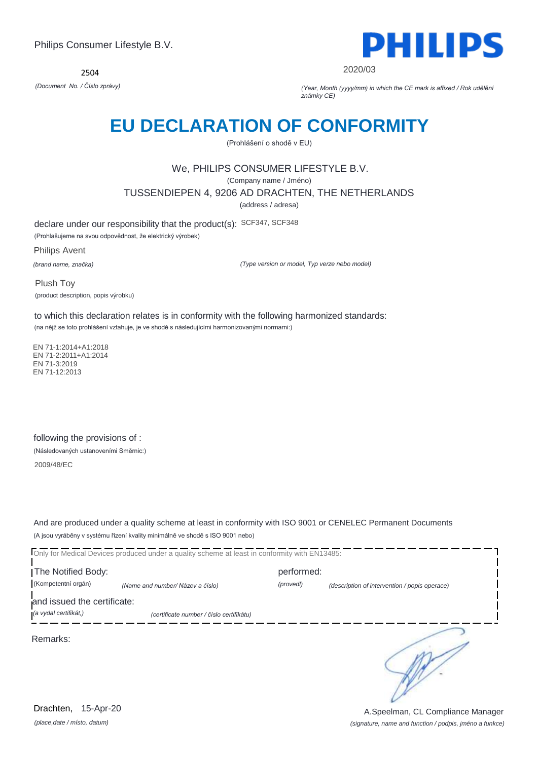Philips Consumer Lifestyle B.V.

PHILIPS

2504

*(Document No. / Číslo zprávy)*

2020/03

*(Year, Month (yyyy/mm) in which the CE mark is affixed / Rok udělění známky CE)*

# EU DECLARATION OF CONFORMITY

(Prohlášení o shodě v EU)

We, PHILIPS CONSUMER LIFESTYLE B.V.

(Company name / Jméno)

TUSSENDIEPEN 4, 9206 AD DRACHTEN, THE NETHERLANDS

(address / adresa)

declare under our responsibility that the product(s): SCF347, SCF348

(Prohlašujeme na svou odpovědnost, že elektrický výrobek)

Philips Avent

*(brand name, značka)*

*(Type version or model, Typ verze nebo model)*

Plush Toy

(product description, popis výrobku)

to which this declaration relates is in conformity with the following harmonized standards:

(na nějž se toto prohlášení vztahuje, je ve shodě s následujícími harmonizovanými normami:)

EN 71-1:2014+A1:2018
EN 71-2:2011+A1:2014
EN 71-3:2019
EN 71-12:2013

following the provisions of :

(Následovaných ustanoveními Směrnic:)

2009/48/EC

And are produced under a quality scheme at least in conformity with ISO 9001 or CENELEC Permanent Documents

(A jsou vyráběny v systému řízení kvality minimálně ve shodě s ISO 9001 nebo)

Only for Medical Devices produced under a quality scheme at least in conformity with EN13485:

The Notified Body: performed:

(Kompetentní orgán) *(Name and number/ Název a číslo)* *(provedl)* *(description of intervention / popis operace)*

and issued the certificate:

*(a vydal certifikát,)* *(certificate number / číslo certifikátu)*

Remarks:

Drachten, 15-Apr-20

*(place,date / místo, datum)*

A.Speelman, CL Compliance Manager

*(signature, name and function / podpis, jméno a funkce)*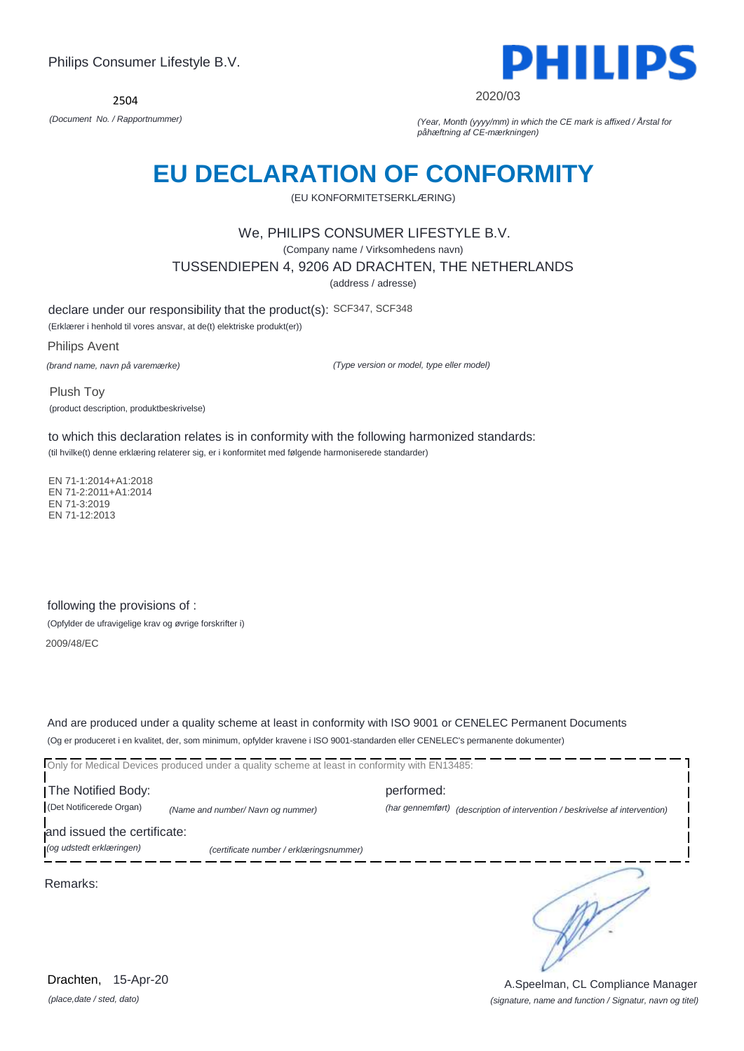Philips Consumer Lifestyle B.V.

PHILIPS

2504

*(Document No. / Rapportnummer)*

2020/03

*(Year, Month (yyyy/mm) in which the CE mark is affixed / Årstal for påhæftning af CE-mærkningen)*

# EU DECLARATION OF CONFORMITY

(EU KONFORMITETSERKLÆRING)

We, PHILIPS CONSUMER LIFESTYLE B.V.

(Company name / Virksomhedens navn)

TUSSENDIEPEN 4, 9206 AD DRACHTEN, THE NETHERLANDS

(address / adresse)

declare under our responsibility that the product(s): SCF347, SCF348

(Erklærer i henhold til vores ansvar, at de(t) elektriske produkt(er))

Philips Avent

*(brand name, navn på varemærke)*

*(Type version or model, type eller model)*

Plush Toy

(product description, produktbeskrivelse)

to which this declaration relates is in conformity with the following harmonized standards:

(til hvilke(t) denne erklæring relaterer sig, er i konformitet med følgende harmoniserede standarder)

EN 71-1:2014+A1:2018
EN 71-2:2011+A1:2014
EN 71-3:2019
EN 71-12:2013

following the provisions of :

(Opfylder de ufravigelige krav og øvrige forskrifter i)

2009/48/EC

And are produced under a quality scheme at least in conformity with ISO 9001 or CENELEC Permanent Documents

(Og er produceret i en kvalitet, der, som minimum, opfylder kravene i ISO 9001-standarden eller CENELEC's permanente dokumenter)

Only for Medical Devices produced under a quality scheme at least in conformity with EN13485:

The Notified Body: (Det Notificerede Organ) *(Name and number/ Navn og nummer)*

performed: *(har gennemført) (description of intervention / beskrivelse af intervention)*

and issued the certificate: *(og udstedt erklæringen)* *(certificate number / erklæringsnummer)*

Remarks:

Drachten, 15-Apr-20

*(place,date / sted, dato)*

A.Speelman, CL Compliance Manager

*(signature, name and function / Signatur, navn og titel)*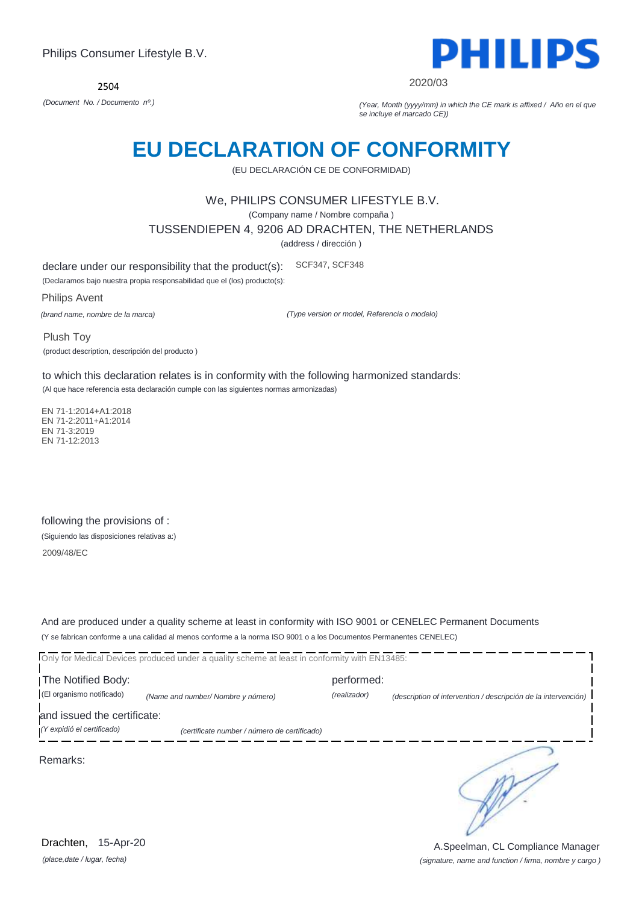Philips Consumer Lifestyle B.V.

PHILIPS

2504

*(Document No. / Documento nº.)*

2020/03

*(Year, Month (yyyy/mm) in which the CE mark is affixed / Año en el que se incluye el marcado CE))*

# EU DECLARATION OF CONFORMITY

(EU DECLARACIÓN CE DE CONFORMIDAD)

We, PHILIPS CONSUMER LIFESTYLE B.V.

(Company name / Nombre compaña )

TUSSENDIEPEN 4, 9206 AD DRACHTEN, THE NETHERLANDS

(address / dirección )

declare under our responsibility that the product(s): SCF347, SCF348

(Declaramos bajo nuestra propia responsabilidad que el (los) producto(s):

Philips Avent

*(brand name, nombre de la marca)*

*(Type version or model, Referencia o modelo)*

Plush Toy

(product description, descripción del producto )

to which this declaration relates is in conformity with the following harmonized standards:

(Al que hace referencia esta declaración cumple con las siguientes normas armonizadas)

EN 71-1:2014+A1:2018
EN 71-2:2011+A1:2014
EN 71-3:2019
EN 71-12:2013

following the provisions of :

(Siguiendo las disposiciones relativas a:)

2009/48/EC

And are produced under a quality scheme at least in conformity with ISO 9001 or CENELEC Permanent Documents

(Y se fabrican conforme a una calidad al menos conforme a la norma ISO 9001 o a los Documentos Permanentes CENELEC)

Only for Medical Devices produced under a quality scheme at least in conformity with EN13485:

The Notified Body: performed:

(El organismo notificado) *(Name and number/ Nombre y número)* *(realizador)* *(description of intervention / descripción de la intervención)*

and issued the certificate:

*(Y expidió el certificado)* *(certificate number / número de certificado)*

Remarks:

Drachten, 15-Apr-20

*(place,date / lugar, fecha)*

A.Speelman, CL Compliance Manager

*(signature, name and function / firma, nombre y cargo )*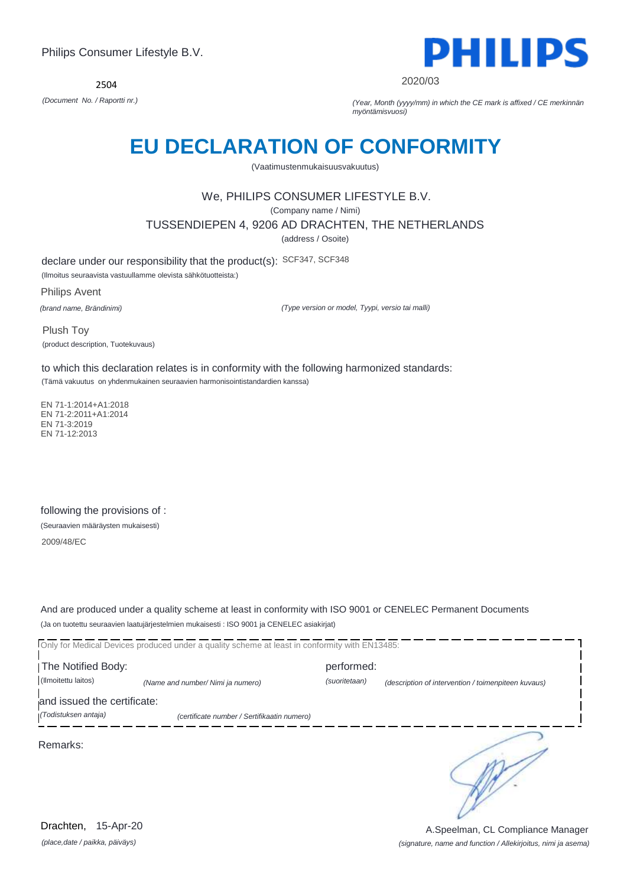Philips Consumer Lifestyle B.V.

2504

*(Document No. / Raportti nr.)*

PHILIPS

2020/03

*(Year, Month (yyyy/mm) in which the CE mark is affixed / CE merkinnän myöntämisvuosi)*

# EU DECLARATION OF CONFORMITY

(Vaatimustenmukaisuusvakuutus)

We, PHILIPS CONSUMER LIFESTYLE B.V.

(Company name / Nimi)

TUSSENDIEPEN 4, 9206 AD DRACHTEN, THE NETHERLANDS

(address / Osoite)

declare under our responsibility that the product(s): SCF347, SCF348

(Ilmoitus seuraavista vastuullamme olevista sähkötuotteista:)

Philips Avent

*(brand name, Brändinimi)*

*(Type version or model, Tyypi, versio tai malli)*

Plush Toy

(product description, Tuotekuvaus)

to which this declaration relates is in conformity with the following harmonized standards:

(Tämä vakuutus on yhdenmukainen seuraavien harmonisointistandardien kanssa)

EN 71-1:2014+A1:2018
EN 71-2:2011+A1:2014
EN 71-3:2019
EN 71-12:2013

following the provisions of :

(Seuraavien määräysten mukaisesti)

2009/48/EC

And are produced under a quality scheme at least in conformity with ISO 9001 or CENELEC Permanent Documents

(Ja on tuotettu seuraavien laatujärjestelmien mukaisesti : ISO 9001 ja CENELEC asiakirjat)

Only for Medical Devices produced under a quality scheme at least in conformity with EN13485:

The Notified Body: performed:

(Ilmoitettu laitos) *(Name and number/ Nimi ja numero)* *(suoritetaan)* *(description of intervention / toimenpiteen kuvaus)*

and issued the certificate:

*(Todistuksen antaja)* *(certificate number / Sertifikaatin numero)*

Remarks:

Drachten, 15-Apr-20

*(place,date / paikka, päiväys)*

A.Speelman, CL Compliance Manager

*(signature, name and function / Allekirjoitus, nimi ja asema)*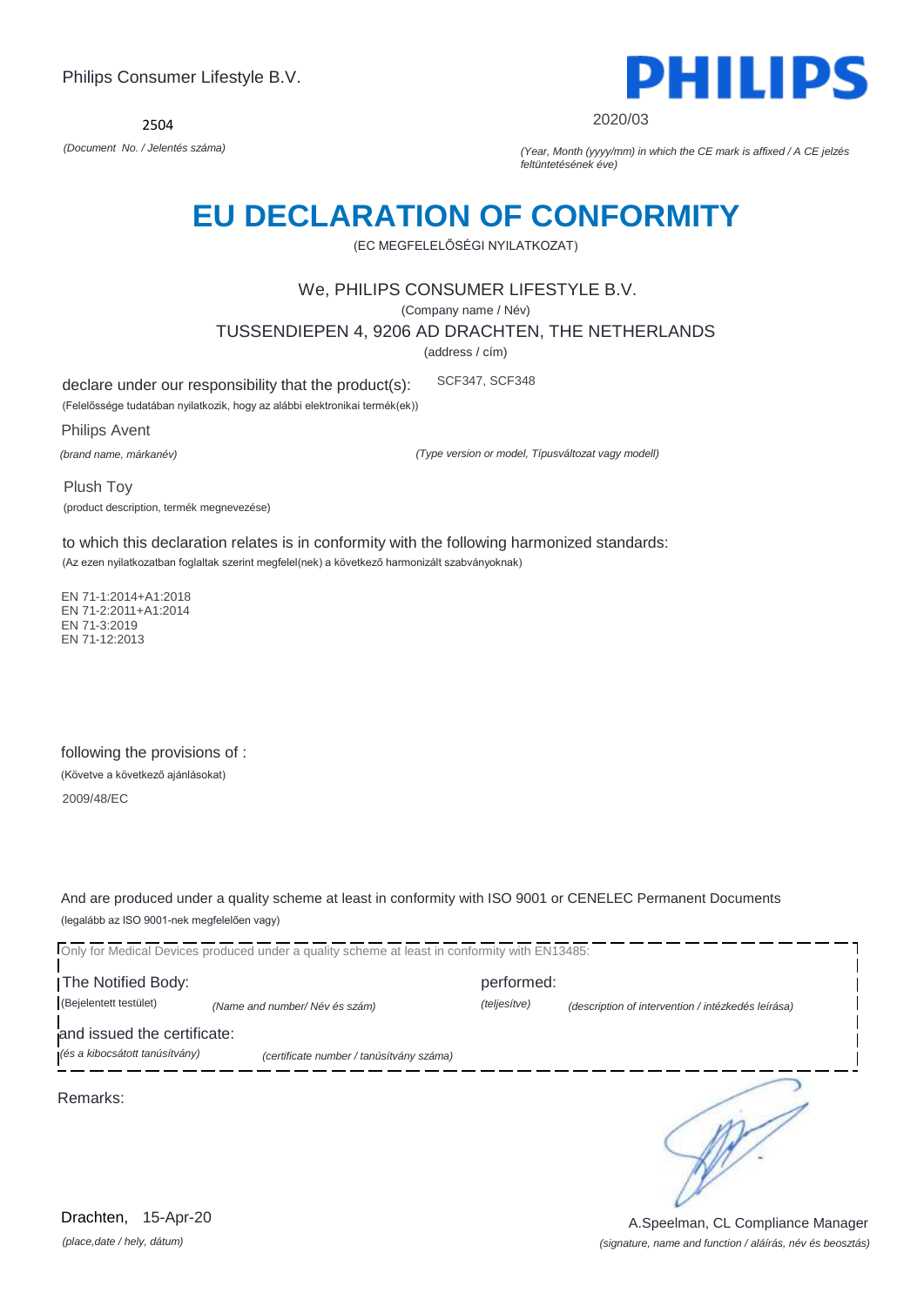Philips Consumer Lifestyle B.V.

PHILIPS

2504

*(Document No. / Jelentés száma)*

2020/03

*(Year, Month (yyyy/mm) in which the CE mark is affixed / A CE jelzés feltüntetésének éve)*

# EU DECLARATION OF CONFORMITY

(EC MEGFELELŐSÉGI NYILATKOZAT)

We, PHILIPS CONSUMER LIFESTYLE B.V.

(Company name / Név)

TUSSENDIEPEN 4, 9206 AD DRACHTEN, THE NETHERLANDS

(address / cím)

declare under our responsibility that the product(s): SCF347, SCF348

(Felelőssége tudatában nyilatkozik, hogy az alábbi elektronikai termék(ek))

Philips Avent

*(brand name, márkanév)*

*(Type version or model, Típusváltozat vagy modell)*

Plush Toy

(product description, termék megnevezése)

to which this declaration relates is in conformity with the following harmonized standards:

(Az ezen nyilatkozatban foglaltak szerint megfelel(nek) a következő harmonizált szabványoknak)

EN 71-1:2014+A1:2018
EN 71-2:2011+A1:2014
EN 71-3:2019
EN 71-12:2013

following the provisions of :

(Követve a következő ajánlásokat)

2009/48/EC

And are produced under a quality scheme at least in conformity with ISO 9001 or CENELEC Permanent Documents

(legalább az ISO 9001-nek megfelelően vagy)

Only for Medical Devices produced under a quality scheme at least in conformity with EN13485:

The Notified Body: performed:

(Bejelentett testület) *(Name and number/ Név és szám)* *(teljesítve)* *(description of intervention / intézkedés leírása)*

and issued the certificate:

*(és a kibocsátott tanúsítvány)* *(certificate number / tanúsítvány száma)*

Remarks:

Drachten, 15-Apr-20

*(place,date / hely, dátum)*

A.Speelman, CL Compliance Manager

*(signature, name and function / aláírás, név és beosztás)*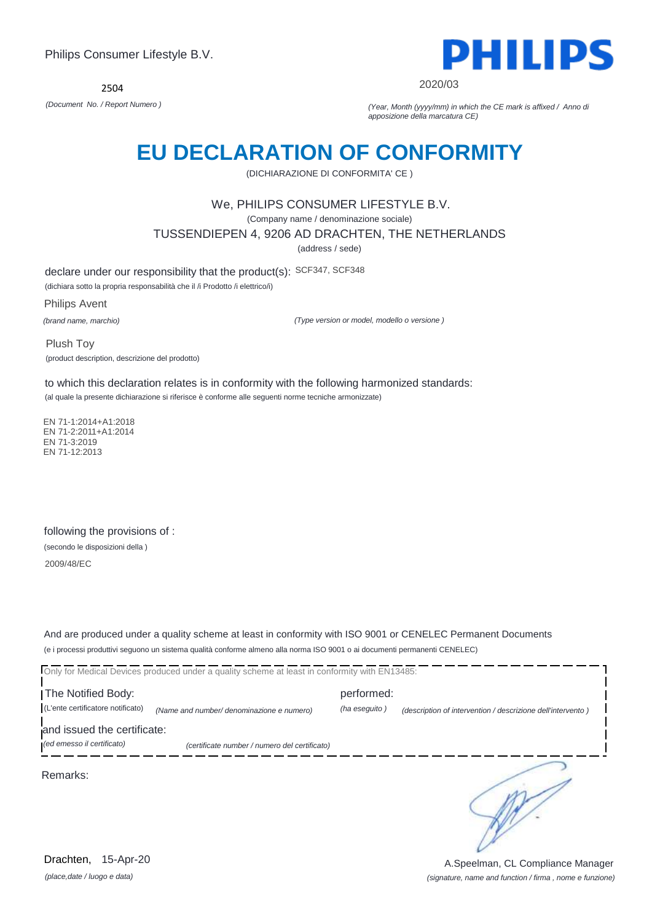Philips Consumer Lifestyle B.V.

PHILIPS

2504

*(Document No. / Report Numero )*

2020/03

*(Year, Month (yyyy/mm) in which the CE mark is affixed / Anno di apposizione della marcatura CE)*

# EU DECLARATION OF CONFORMITY

(DICHIARAZIONE DI CONFORMITA' CE )

We, PHILIPS CONSUMER LIFESTYLE B.V.

(Company name / denominazione sociale)

TUSSENDIEPEN 4, 9206 AD DRACHTEN, THE NETHERLANDS

(address / sede)

declare under our responsibility that the product(s): SCF347, SCF348

(dichiara sotto la propria responsabilità che il /i Prodotto /i elettrico/i)

Philips Avent

*(brand name, marchio)*

*(Type version or model, modello o versione )*

Plush Toy

(product description, descrizione del prodotto)

to which this declaration relates is in conformity with the following harmonized standards:

(al quale la presente dichiarazione si riferisce è conforme alle seguenti norme tecniche armonizzate)

EN 71-1:2014+A1:2018
EN 71-2:2011+A1:2014
EN 71-3:2019
EN 71-12:2013

following the provisions of :

(secondo le disposizioni della )

2009/48/EC

And are produced under a quality scheme at least in conformity with ISO 9001 or CENELEC Permanent Documents

(e i processi produttivi seguono un sistema qualità conforme almeno alla norma ISO 9001 o ai documenti permanenti CENELEC)

Only for Medical Devices produced under a quality scheme at least in conformity with EN13485:

The Notified Body: performed:

(L'ente certificatore notificato) *(Name and number/ denominazione e numero)* *(ha eseguito )* *(description of intervention / descrizione dell'intervento )*

and issued the certificate:

*(ed emesso il certificato)* *(certificate number / numero del certificato)*

Remarks:

Drachten, 15-Apr-20

*(place,date / luogo e data)*

A.Speelman, CL Compliance Manager

*(signature, name and function / firma , nome e funzione)*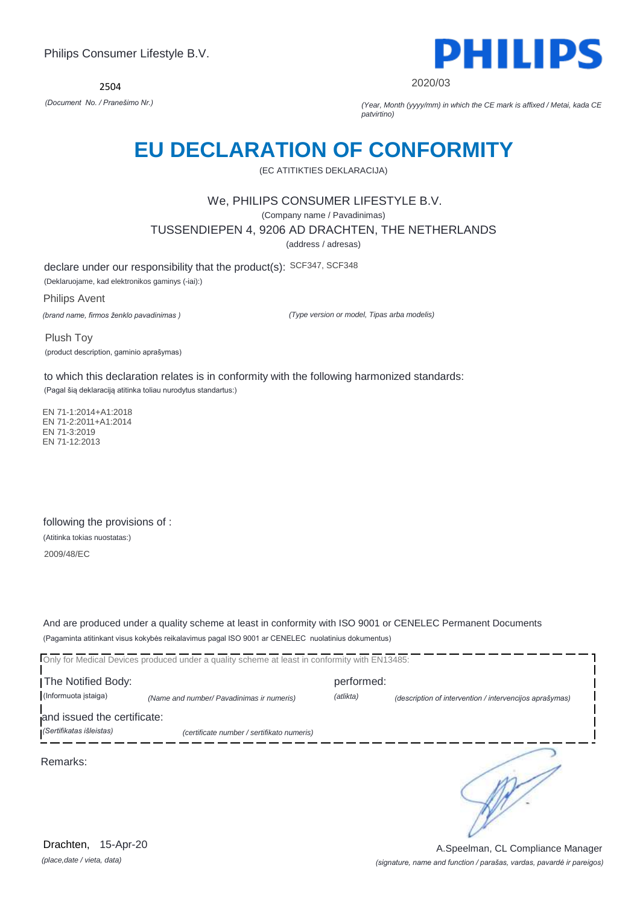Philips Consumer Lifestyle B.V.

2504

*(Document No. / Pranešimo Nr.)*

PHILIPS

2020/03

*(Year, Month (yyyy/mm) in which the CE mark is affixed / Metai, kada CE patvirtino)*

# EU DECLARATION OF CONFORMITY

(EC ATITIKTIES DEKLARACIJA)

We, PHILIPS CONSUMER LIFESTYLE B.V.

(Company name / Pavadinimas)

TUSSENDIEPEN 4, 9206 AD DRACHTEN, THE NETHERLANDS

(address / adresas)

declare under our responsibility that the product(s): SCF347, SCF348

(Deklaruojame, kad elektronikos gaminys (-iai):)

Philips Avent

*(brand name, firmos ženklo pavadinimas )*

*(Type version or model, Tipas arba modelis)*

Plush Toy

(product description, gaminio aprašymas)

to which this declaration relates is in conformity with the following harmonized standards:

(Pagal šią deklaraciją atitinka toliau nurodytus standartus:)

EN 71-1:2014+A1:2018
EN 71-2:2011+A1:2014
EN 71-3:2019
EN 71-12:2013

following the provisions of :

(Atitinka tokias nuostatas:)

2009/48/EC

And are produced under a quality scheme at least in conformity with ISO 9001 or CENELEC Permanent Documents

(Pagaminta atitinkant visus kokybės reikalavimus pagal ISO 9001 ar CENELEC nuolatinius dokumentus)

Only for Medical Devices produced under a quality scheme at least in conformity with EN13485:

The Notified Body: (Informuota įstaiga) *(Name and number/ Pavadinimas ir numeris)*

performed: *(atlikta)* *(description of intervention / intervencijos aprašymas)*

and issued the certificate: *(Sertifikatas išleistas)* *(certificate number / sertifikato numeris)*

Remarks:

Drachten, 15-Apr-20

*(place,date / vieta, data)*

A.Speelman, CL Compliance Manager

*(signature, name and function / parašas, vardas, pavardė ir pareigos)*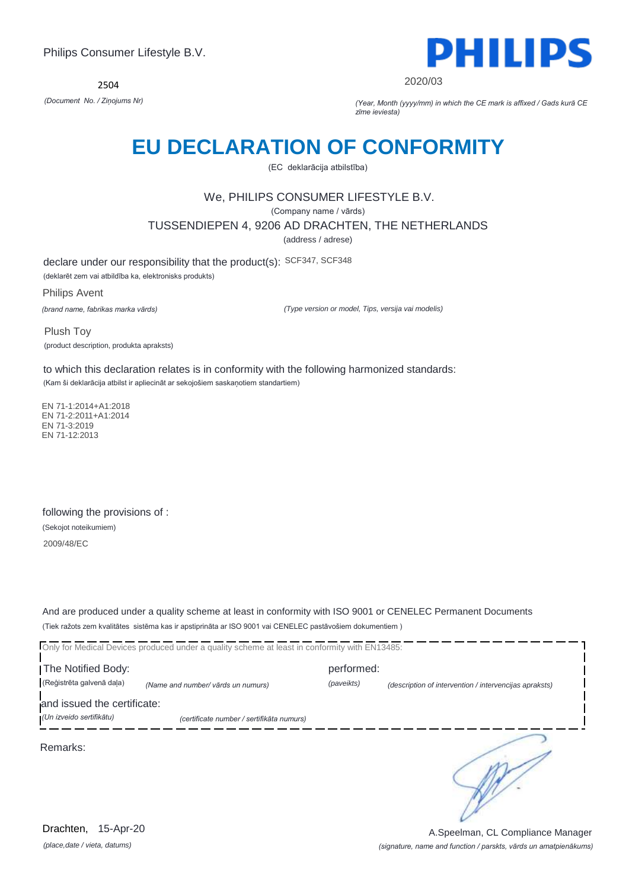Philips Consumer Lifestyle B.V.

2504

*(Document No. / Ziņojums Nr)*

PHILIPS

2020/03

*(Year, Month (yyyy/mm) in which the CE mark is affixed / Gads kurā CE zīme ieviesta)*

# EU DECLARATION OF CONFORMITY

(EC deklarācija atbilstība)

We, PHILIPS CONSUMER LIFESTYLE B.V.

(Company name / vārds)

TUSSENDIEPEN 4, 9206 AD DRACHTEN, THE NETHERLANDS

(address / adrese)

declare under our responsibility that the product(s): SCF347, SCF348

(deklarēt zem vai atbildība ka, elektronisks produkts)

Philips Avent

*(brand name, fabrikas marka vārds)*

*(Type version or model, Tips, versija vai modelis)*

Plush Toy

(product description, produkta apraksts)

to which this declaration relates is in conformity with the following harmonized standards:

(Kam ši deklarācija atbilst ir apliecināt ar sekojošiem saskaņotiem standartiem)

EN 71-1:2014+A1:2018
EN 71-2:2011+A1:2014
EN 71-3:2019
EN 71-12:2013

following the provisions of :

(Sekojot noteikumiem)

2009/48/EC

And are produced under a quality scheme at least in conformity with ISO 9001 or CENELEC Permanent Documents

(Tiek ražots zem kvalitātes sistēma kas ir apstiprināta ar ISO 9001 vai CENELEC pastāvošiem dokumentiem )

Only for Medical Devices produced under a quality scheme at least in conformity with EN13485:

The Notified Body: performed:

(Reģistrēta galvenā daļa) *(Name and number/ vārds un numurs)* *(paveikts)* *(description of intervention / intervencijas apraksts)*

and issued the certificate:

*(Un izveido sertifikātu)* *(certificate number / sertifikāta numurs)*

Remarks:

Drachten, 15-Apr-20

*(place,date / vieta, datums)*

A.Speelman, CL Compliance Manager

*(signature, name and function / parskts, vārds un amatpienākums)*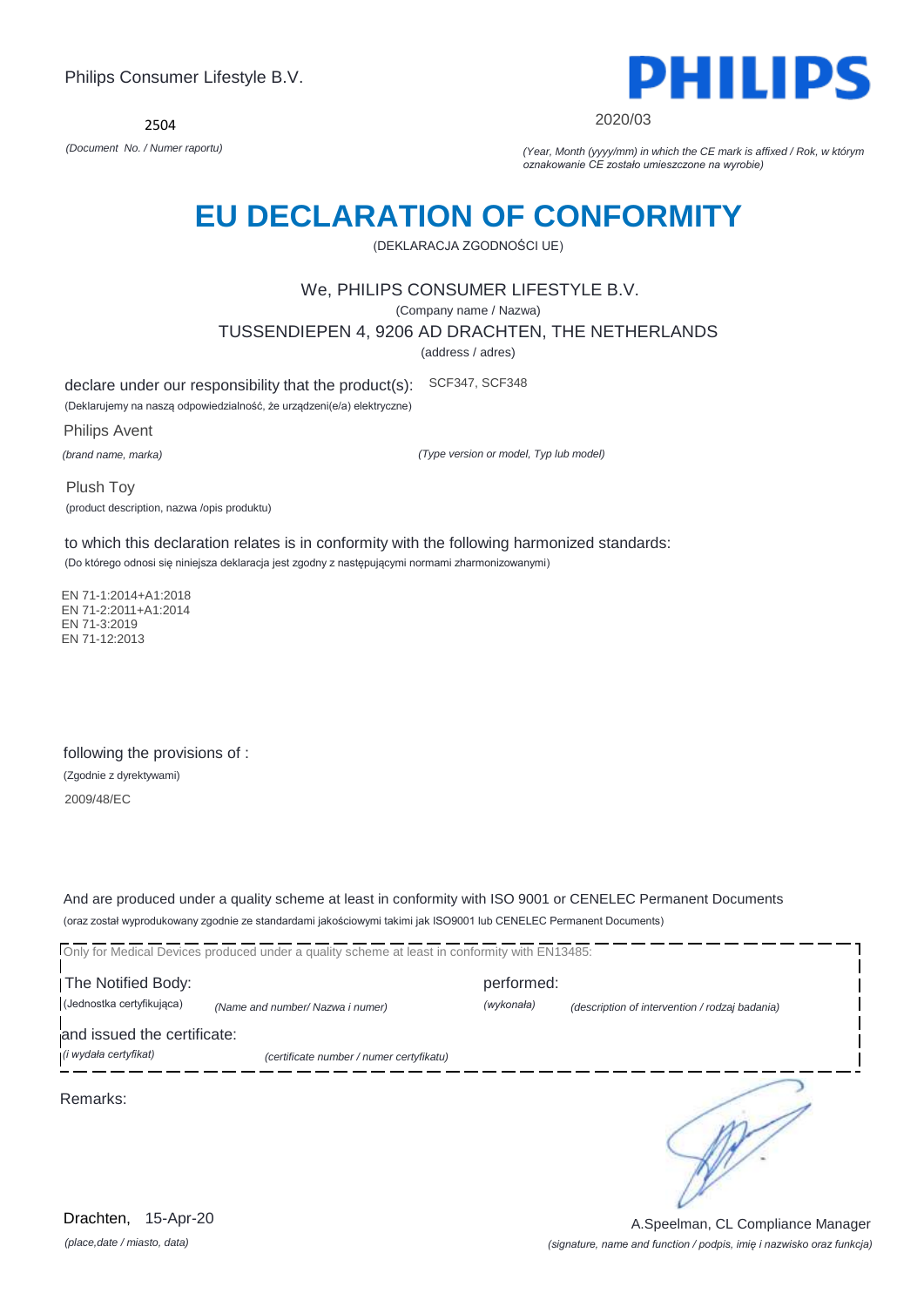Philips Consumer Lifestyle B.V.

2504

*(Document No. / Numer raportu)*

PHILIPS

2020/03

*(Year, Month (yyyy/mm) in which the CE mark is affixed / Rok, w którym oznakowanie CE zostało umieszczone na wyrobie)*

# EU DECLARATION OF CONFORMITY

(DEKLARACJA ZGODNOŚCI UE)

We, PHILIPS CONSUMER LIFESTYLE B.V.

(Company name / Nazwa)

TUSSENDIEPEN 4, 9206 AD DRACHTEN, THE NETHERLANDS

(address / adres)

declare under our responsibility that the product(s): SCF347, SCF348

(Deklarujemy na naszą odpowiedzialność, że urządzeni(e/a) elektryczne)

Philips Avent

*(brand name, marka)*

*(Type version or model, Typ lub model)*

Plush Toy

(product description, nazwa /opis produktu)

to which this declaration relates is in conformity with the following harmonized standards:

(Do którego odnosi się niniejsza deklaracja jest zgodny z następującymi normami zharmonizowanymi)

EN 71-1:2014+A1:2018
EN 71-2:2011+A1:2014
EN 71-3:2019
EN 71-12:2013

following the provisions of :

(Zgodnie z dyrektywami)

2009/48/EC

And are produced under a quality scheme at least in conformity with ISO 9001 or CENELEC Permanent Documents

(oraz został wyprodukowany zgodnie ze standardami jakościowymi takimi jak ISO9001 lub CENELEC Permanent Documents)

Only for Medical Devices produced under a quality scheme at least in conformity with EN13485:

The Notified Body: performed:

(Jednostka certyfikująca) *(Name and number/ Nazwa i numer)* *(wykonała)* *(description of intervention / rodzaj badania)*

and issued the certificate:

*(i wydała certyfikat)* *(certificate number / numer certyfikatu)*

Remarks:

Drachten, 15-Apr-20

*(place,date / miasto, data)*

A.Speelman, CL Compliance Manager

*(signature, name and function / podpis, imię i nazwisko oraz funkcja)*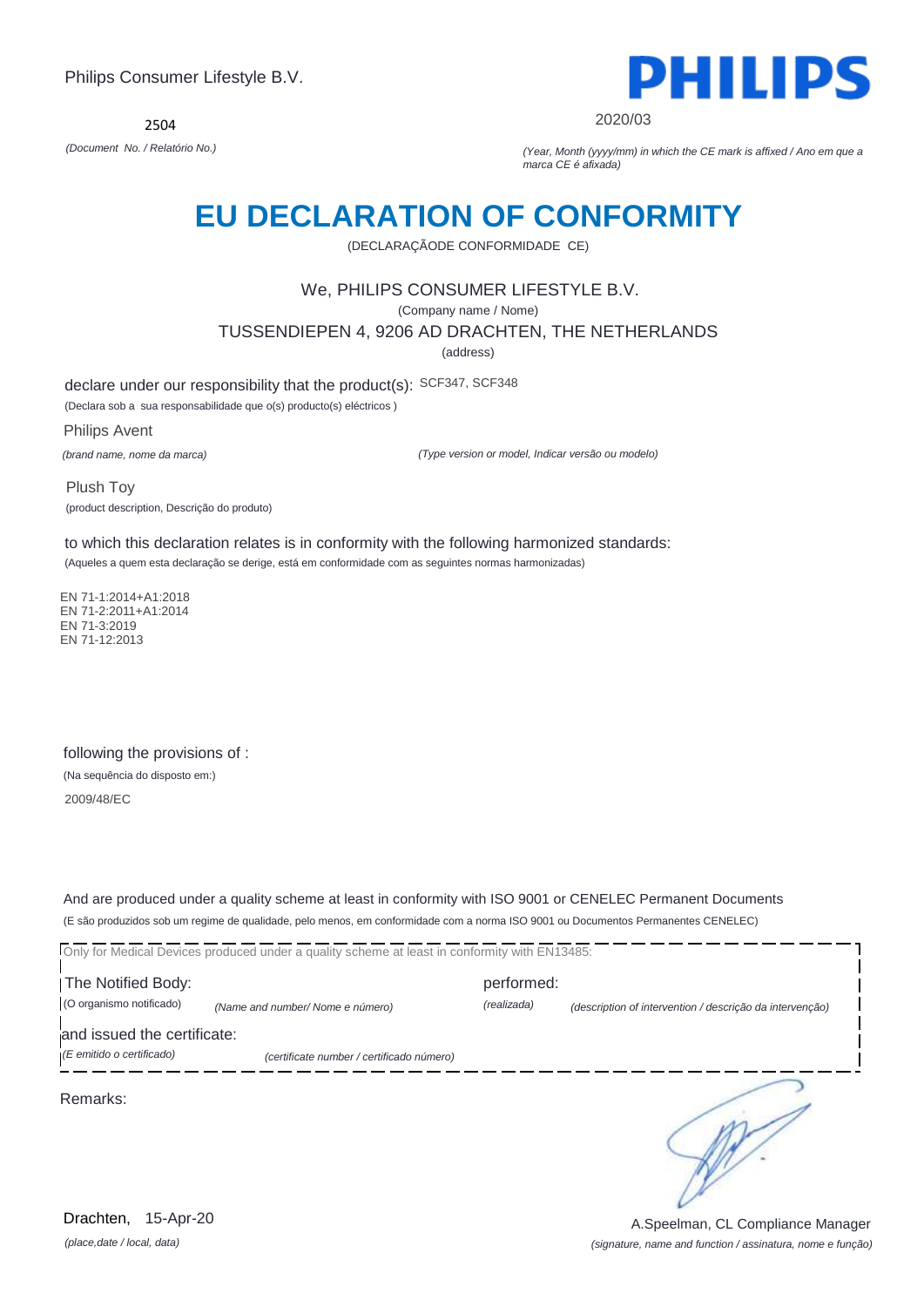Philips Consumer Lifestyle B.V.

**PHILIPS**

2504

*(Document No. / Relatório No.)*

2020/03

*(Year, Month (yyyy/mm) in which the CE mark is affixed / Ano em que a marca CE é afixada)*

# EU DECLARATION OF CONFORMITY

(DECLARAÇÃODE CONFORMIDADE CE)

We, PHILIPS CONSUMER LIFESTYLE B.V.

(Company name / Nome)

TUSSENDIEPEN 4, 9206 AD DRACHTEN, THE NETHERLANDS

(address)

declare under our responsibility that the product(s): SCF347, SCF348

(Declara sob a sua responsabilidade que o(s) producto(s) eléctricos )

Philips Avent

*(brand name, nome da marca)*

*(Type version or model, Indicar versão ou modelo)*

Plush Toy

(product description, Descrição do produto)

to which this declaration relates is in conformity with the following harmonized standards:

(Aqueles a quem esta declaração se derige, está em conformidade com as seguintes normas harmonizadas)

EN 71-1:2014+A1:2018
EN 71-2:2011+A1:2014
EN 71-3:2019
EN 71-12:2013

following the provisions of :

(Na sequência do disposto em:)

2009/48/EC

And are produced under a quality scheme at least in conformity with ISO 9001 or CENELEC Permanent Documents

(E são produzidos sob um regime de qualidade, pelo menos, em conformidade com a norma ISO 9001 ou Documentos Permanentes CENELEC)

Only for Medical Devices produced under a quality scheme at least in conformity with EN13485:

The Notified Body: performed:

(O organismo notificado) *(Name and number/ Nome e número)* *(realizada)* *(description of intervention / descrição da intervenção)*

and issued the certificate:

*(E emitido o certificado)* *(certificate number / certificado número)*

Remarks:

Drachten, 15-Apr-20

*(place,date / local, data)*

A.Speelman, CL Compliance Manager

*(signature, name and function / assinatura, nome e função)*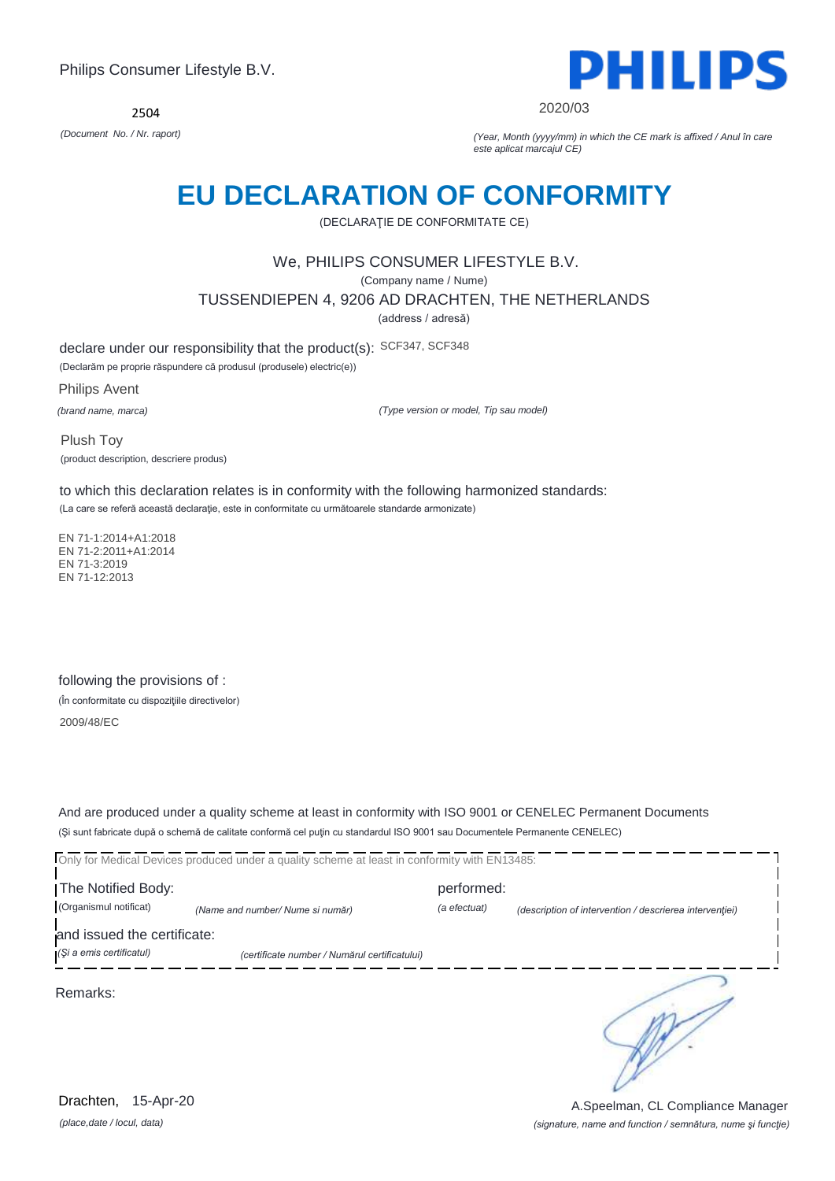Philips Consumer Lifestyle B.V.

PHILIPS

2504

*(Document No. / Nr. raport)*

2020/03

*(Year, Month (yyyy/mm) in which the CE mark is affixed / Anul în care este aplicat marcajul CE)*

# EU DECLARATION OF CONFORMITY

(DECLARAŢIE DE CONFORMITATE CE)

We, PHILIPS CONSUMER LIFESTYLE B.V.

(Company name / Nume)

TUSSENDIEPEN 4, 9206 AD DRACHTEN, THE NETHERLANDS

(address / adresă)

declare under our responsibility that the product(s): SCF347, SCF348

(Declarăm pe proprie răspundere că produsul (produsele) electric(e))

Philips Avent

*(brand name, marca)*

*(Type version or model, Tip sau model)*

Plush Toy

(product description, descriere produs)

to which this declaration relates is in conformity with the following harmonized standards:

(La care se referă această declaraţie, este in conformitate cu următoarele standarde armonizate)

EN 71-1:2014+A1:2018
EN 71-2:2011+A1:2014
EN 71-3:2019
EN 71-12:2013

following the provisions of :

(În conformitate cu dispoziţiile directivelor)

2009/48/EC

And are produced under a quality scheme at least in conformity with ISO 9001 or CENELEC Permanent Documents

(Şi sunt fabricate după o schemă de calitate conformă cel puţin cu standardul ISO 9001 sau Documentele Permanente CENELEC)

Only for Medical Devices produced under a quality scheme at least in conformity with EN13485:

The Notified Body: (Organismul notificat) *(Name and number/ Nume si număr)*

performed: *(a efectuat)* *(description of intervention / descrierea intervenţiei)*

and issued the certificate: *(Şi a emis certificatul)* *(certificate number / Numărul certificatului)*

Remarks:

Drachten, 15-Apr-20

*(place,date / locul, data)*

A.Speelman, CL Compliance Manager

*(signature, name and function / semnătura, nume şi funcţie)*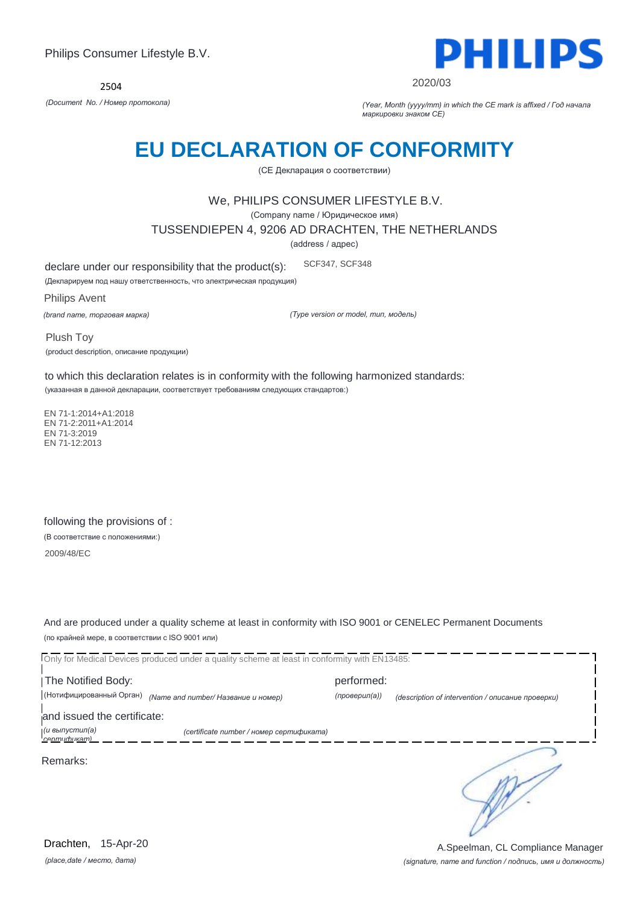Philips Consumer Lifestyle B.V.

PHILIPS

2504

*(Document No. / Номер протокола)*

2020/03

*(Year, Month (yyyy/mm) in which the CE mark is affixed / Год начала маркировки знаком CE)*

# EU DECLARATION OF CONFORMITY

(CE Декларация о соответствии)

We, PHILIPS CONSUMER LIFESTYLE B.V.

(Company name / Юридическое имя)

TUSSENDIEPEN 4, 9206 AD DRACHTEN, THE NETHERLANDS

(address / адрес)

declare under our responsibility that the product(s): SCF347, SCF348

(Декларируем под нашу ответственность, что электрическая продукция)

Philips Avent

*(brand name, торговая марка)* *(Type version or model, тип, модель)*

Plush Toy

(product description, описание продукции)

to which this declaration relates is in conformity with the following harmonized standards:

(указанная в данной декларации, соответствует требованиям следующих стандартов:)

EN 71-1:2014+A1:2018
EN 71-2:2011+A1:2014
EN 71-3:2019
EN 71-12:2013

following the provisions of :

(В соответствие с положениями:)

2009/48/EC

And are produced under a quality scheme at least in conformity with ISO 9001 or CENELEC Permanent Documents

(по крайней мере, в соответствии с ISO 9001 или)

Only for Medical Devices produced under a quality scheme at least in conformity with EN13485:

The Notified Body: performed:

(Нотифицированный Орган) *(Name and number/ Название и номер)* *(проверил(а))* *(description of intervention / описание проверки)*

and issued the certificate:

*(и выпустил(а) сертификат)* *(certificate number / номер сертификата)*

Remarks:

Drachten, 15-Apr-20

*(place,date / место, дата)*

A.Speelman, CL Compliance Manager

*(signature, name and function / подпись, имя и должность)*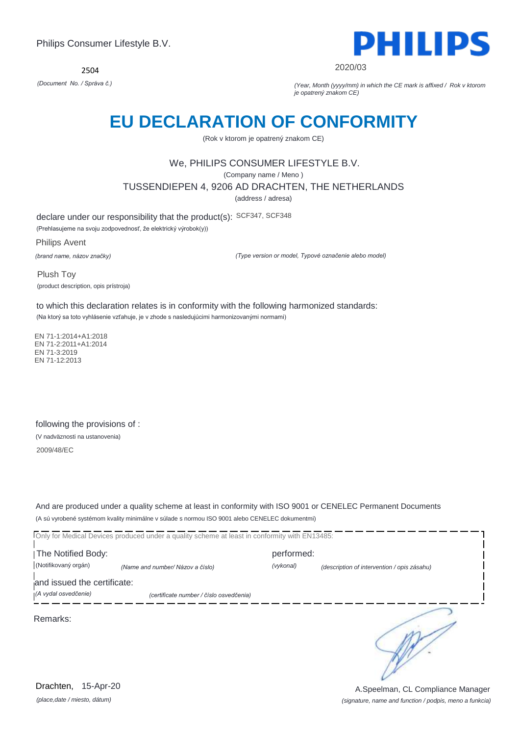Philips Consumer Lifestyle B.V.

**PHILIPS**

2504

*(Document No. / Správa č.)*

2020/03

*(Year, Month (yyyy/mm) in which the CE mark is affixed / Rok v ktorom je opatrený znakom CE)*

# EU DECLARATION OF CONFORMITY

(Rok v ktorom je opatrený znakom CE)

We, PHILIPS CONSUMER LIFESTYLE B.V.

(Company name / Meno )

TUSSENDIEPEN 4, 9206 AD DRACHTEN, THE NETHERLANDS

(address / adresa)

declare under our responsibility that the product(s): SCF347, SCF348

(Prehlasujeme na svoju zodpovednosť, že elektrický výrobok(y))

Philips Avent

*(brand name, názov značky)*

*(Type version or model, Typové označenie alebo model)*

Plush Toy

(product description, opis prístroja)

to which this declaration relates is in conformity with the following harmonized standards:

(Na ktorý sa toto vyhlásenie vzťahuje, je v zhode s nasledujúcimi harmonizovanými normami)

EN 71-1:2014+A1:2018
EN 71-2:2011+A1:2014
EN 71-3:2019
EN 71-12:2013

following the provisions of :

(V nadväznosti na ustanovenia)

2009/48/EC

And are produced under a quality scheme at least in conformity with ISO 9001 or CENELEC Permanent Documents

(A sú vyrobené systémom kvality minimálne v súlade s normou ISO 9001 alebo CENELEC dokumentmi)

Only for Medical Devices produced under a quality scheme at least in conformity with EN13485:

The Notified Body: (Notifikovaný orgán) *(Name and number/ Názov a číslo)*

performed: *(vykonal)* *(description of intervention / opis zásahu)*

and issued the certificate:

*(A vydal osvedčenie)* *(certificate number / číslo osvedčenia)*

Remarks:

Drachten, 15-Apr-20

*(place,date / miesto, dátum)*

A.Speelman, CL Compliance Manager

*(signature, name and function / podpis, meno a funkcia)*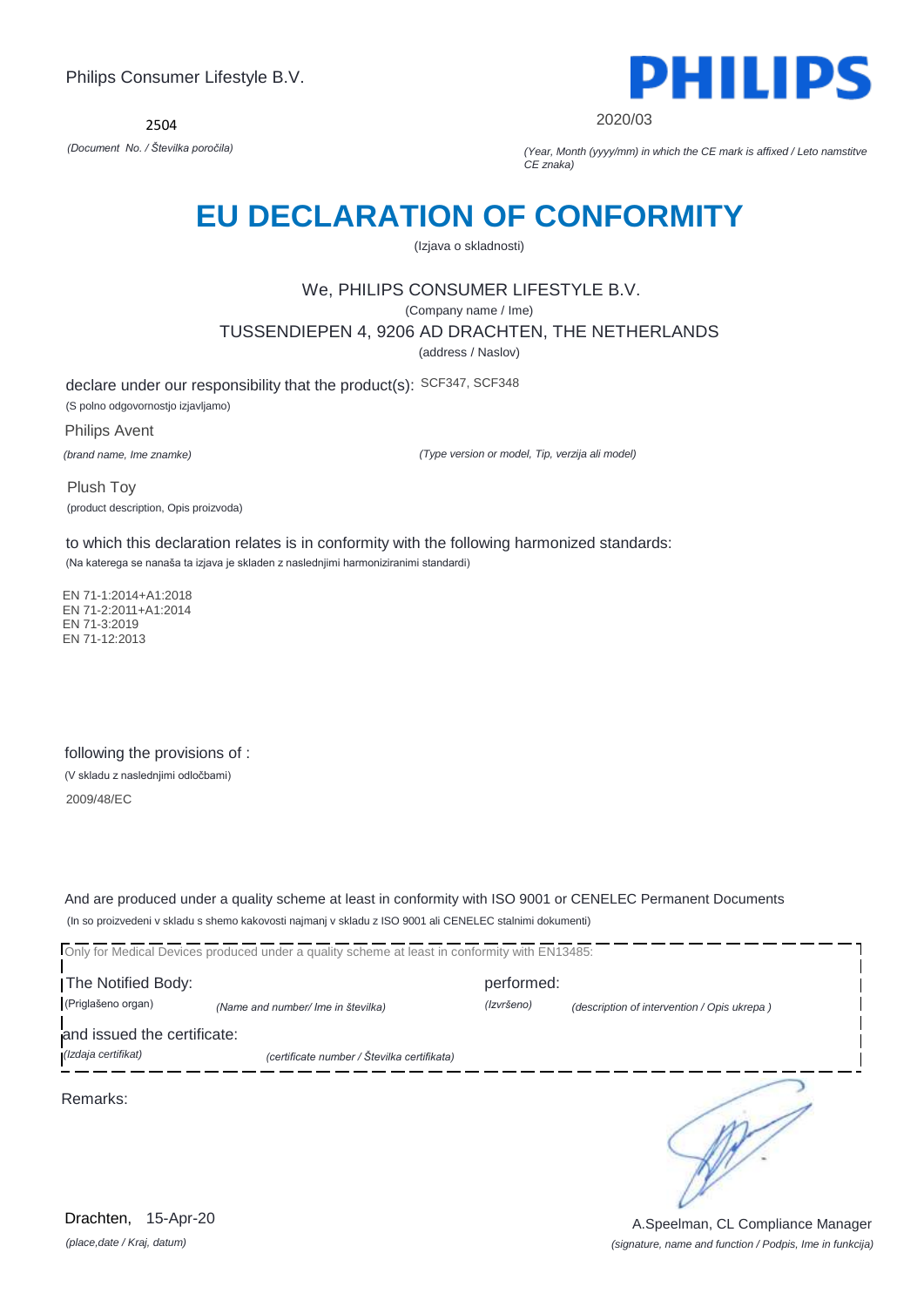Philips Consumer Lifestyle B.V.

**PHILIPS**

2504

*(Document No. / Številka poročila)*

2020/03

*(Year, Month (yyyy/mm) in which the CE mark is affixed / Leto namstitve CE znaka)*

# EU DECLARATION OF CONFORMITY

(Izjava o skladnosti)

We, PHILIPS CONSUMER LIFESTYLE B.V.

(Company name / Ime)

TUSSENDIEPEN 4, 9206 AD DRACHTEN, THE NETHERLANDS

(address / Naslov)

declare under our responsibility that the product(s): SCF347, SCF348

(S polno odgovornostjo izjavljamo)

Philips Avent

*(brand name, Ime znamke)*

*(Type version or model, Tip, verzija ali model)*

Plush Toy

(product description, Opis proizvoda)

to which this declaration relates is in conformity with the following harmonized standards:

(Na katerega se nanaša ta izjava je skladen z naslednjimi harmoniziranimi standardi)

EN 71-1:2014+A1:2018
EN 71-2:2011+A1:2014
EN 71-3:2019
EN 71-12:2013

following the provisions of :

(V skladu z naslednjimi odločbami)

2009/48/EC

And are produced under a quality scheme at least in conformity with ISO 9001 or CENELEC Permanent Documents

(In so proizvedeni v skladu s shemo kakovosti najmanj v skladu z ISO 9001 ali CENELEC stalnimi dokumenti)

Only for Medical Devices produced under a quality scheme at least in conformity with EN13485:

The Notified Body: (Priglašeno organ) *(Name and number/ Ime in številka)* performed: *(Izvršeno)* *(description of intervention / Opis ukrepa )*

and issued the certificate: *(Izdaja certifikat)* *(certificate number / Številka certifikata)*

Remarks:

Drachten, 15-Apr-20

*(place,date / Kraj, datum)*

A.Speelman, CL Compliance Manager

*(signature, name and function / Podpis, Ime in funkcija)*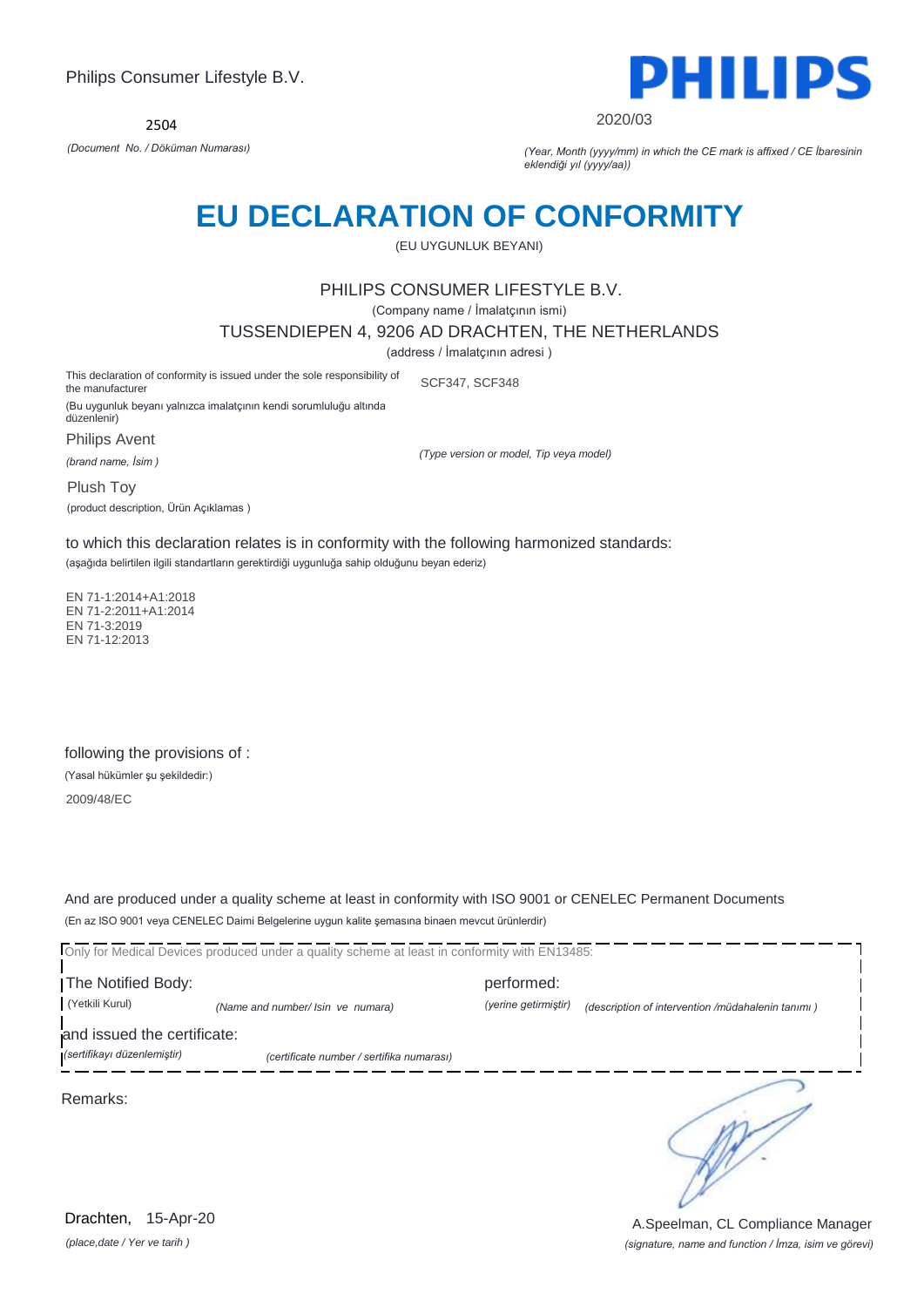Philips Consumer Lifestyle B.V.

**PHILIPS**

2504

*(Document No. / Döküman Numarası)*

2020/03

*(Year, Month (yyyy/mm) in which the CE mark is affixed / CE İbaresinin eklendiği yıl (yyyy/aa))*

# EU DECLARATION OF CONFORMITY

(EU UYGUNLUK BEYANI)

PHILIPS CONSUMER LIFESTYLE B.V.

(Company name / İmalatçının ismi)

TUSSENDIEPEN 4, 9206 AD DRACHTEN, THE NETHERLANDS

(address / İmalatçının adresi )

This declaration of conformity is issued under the sole responsibility of the manufacturer

(Bu uygunluk beyanı yalnızca imalatçının kendi sorumluluğu altında düzenlenir)

SCF347, SCF348

Philips Avent

*(brand name, İsim )*

*(Type version or model, Tip veya model)*

Plush Toy

(product description, Ürün Açıklamas )

to which this declaration relates is in conformity with the following harmonized standards:

(aşağıda belirtilen ilgili standartların gerektirdiği uygunluğa sahip olduğunu beyan ederiz)

EN 71-1:2014+A1:2018
EN 71-2:2011+A1:2014
EN 71-3:2019
EN 71-12:2013

following the provisions of :

(Yasal hükümler şu şekildedir:)

2009/48/EC

And are produced under a quality scheme at least in conformity with ISO 9001 or CENELEC Permanent Documents

(En az ISO 9001 veya CENELEC Daimi Belgelerine uygun kalite şemasına binaen mevcut ürünlerdir)

Only for Medical Devices produced under a quality scheme at least in conformity with EN13485:

The Notified Body: (Yetkili Kurul) *(Name and number/ Isin ve numara)*

performed: *(yerine getirmiştir)* *(description of intervention /müdahalenin tanımı )*

and issued the certificate: *(sertifikayı düzenlemiştir)* *(certificate number / sertifika numarası)*

Remarks:

Drachten, 15-Apr-20

*(place,date / Yer ve tarih )*

A.Speelman, CL Compliance Manager

*(signature, name and function / İmza, isim ve görevi)*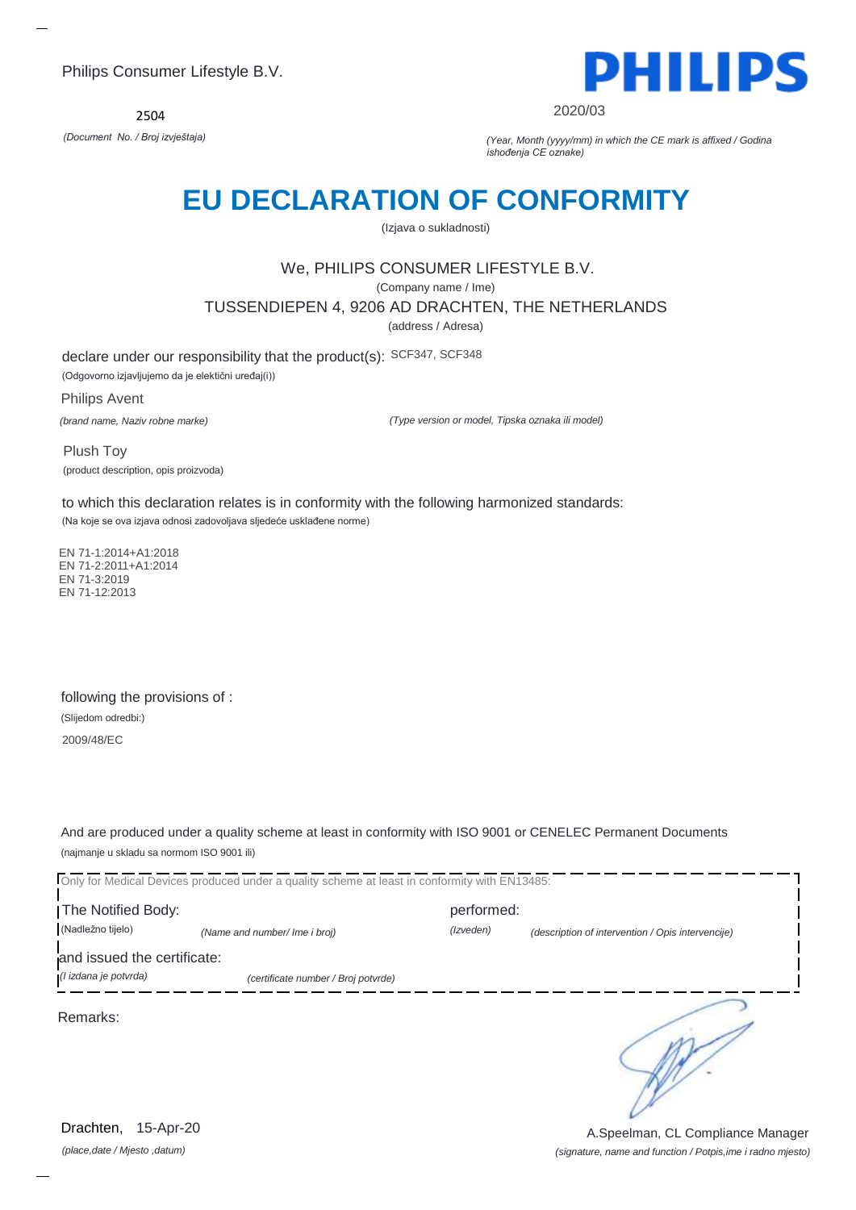Philips Consumer Lifestyle B.V.

PHILIPS

2504

*(Document No. / Broj izvještaja)*

2020/03

*(Year, Month (yyyy/mm) in which the CE mark is affixed / Godina ishođenja CE oznake)*

# EU DECLARATION OF CONFORMITY

(Izjava o sukladnosti)

We, PHILIPS CONSUMER LIFESTYLE B.V.

(Company name / Ime)

TUSSENDIEPEN 4, 9206 AD DRACHTEN, THE NETHERLANDS

(address / Adresa)

declare under our responsibility that the product(s): SCF347, SCF348

(Odgovorno izjavljujemo da je elektični uređaj(i))

Philips Avent

*(brand name, Naziv robne marke)*

*(Type version or model, Tipska oznaka ili model)*

Plush Toy

(product description, opis proizvoda)

to which this declaration relates is in conformity with the following harmonized standards:

(Na koje se ova izjava odnosi zadovoljava sljedeće usklađene norme)

EN 71-1:2014+A1:2018
EN 71-2:2011+A1:2014
EN 71-3:2019
EN 71-12:2013

following the provisions of :

(Slijedom odredbi:)

2009/48/EC

And are produced under a quality scheme at least in conformity with ISO 9001 or CENELEC Permanent Documents

(najmanje u skladu sa normom ISO 9001 ili)

Only for Medical Devices produced under a quality scheme at least in conformity with EN13485:

The Notified Body: performed:

(Nadležno tijelo) *(Name and number/ Ime i broj)* *(Izveden)* *(description of intervention / Opis intervencije)*

and issued the certificate:

*(I izdana je potvrda)* *(certificate number / Broj potvrde)*

Remarks:

Drachten, 15-Apr-20

*(place,date / Mjesto ,datum)*

A.Speelman, CL Compliance Manager

*(signature, name and function / Potpis,ime i radno mjesto)*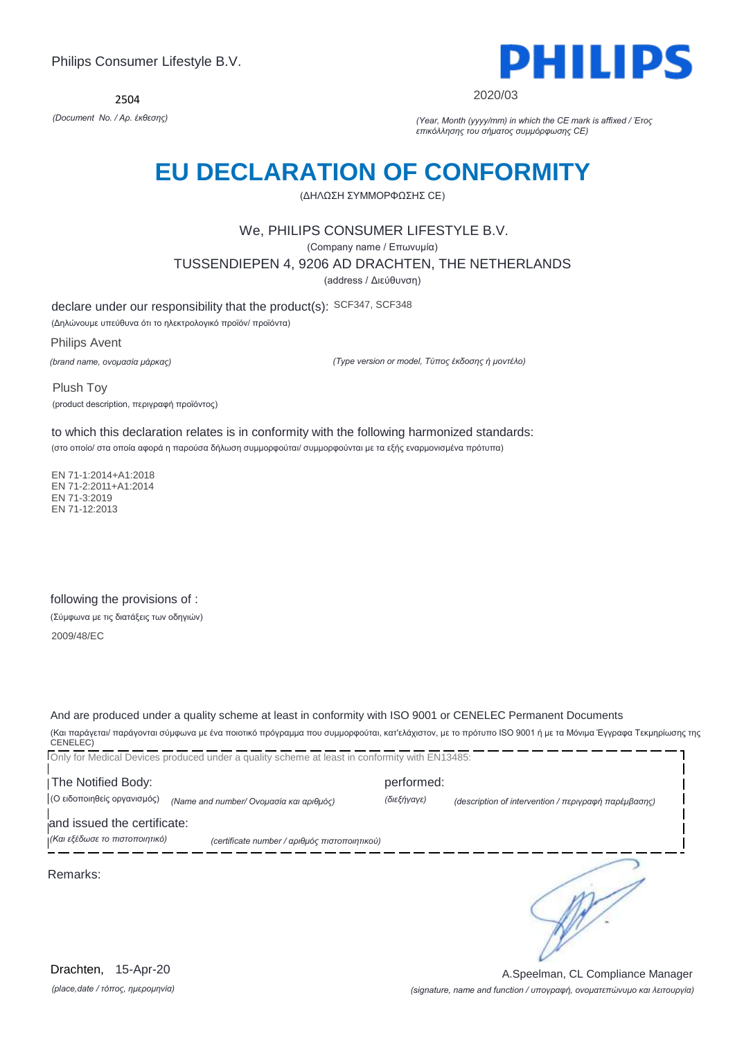Philips Consumer Lifestyle B.V.

PHILIPS

2504

*(Document No. / Αρ. έκθεσης)*

2020/03

*(Year, Month (yyyy/mm) in which the CE mark is affixed / Έτος επικόλλησης του σήματος συμμόρφωσης CE)*

# EU DECLARATION OF CONFORMITY

(ΔΗΛΩΣΗ ΣΥΜΜΟΡΦΩΣΗΣ CE)

We, PHILIPS CONSUMER LIFESTYLE B.V.

(Company name / Επωνυμία)

TUSSENDIEPEN 4, 9206 AD DRACHTEN, THE NETHERLANDS

(address / Διεύθυνση)

declare under our responsibility that the product(s): SCF347, SCF348

(Δηλώνουμε υπεύθυνα ότι το ηλεκτρολογικό προϊόν/ προϊόντα)

Philips Avent

*(brand name, ονομασία μάρκας)*

*(Type version or model, Τύπος έκδοσης ή μοντέλο)*

Plush Toy

(product description, περιγραφή προϊόντος)

to which this declaration relates is in conformity with the following harmonized standards:

(στο οποίο/ στα οποία αφορά η παρούσα δήλωση συμμορφούται/ συμμορφούνται με τα εξής εναρμονισμένα πρότυπα)

EN 71-1:2014+A1:2018
EN 71-2:2011+A1:2014
EN 71-3:2019
EN 71-12:2013

following the provisions of :

(Σύμφωνα με τις διατάξεις των οδηγιών)

2009/48/EC

And are produced under a quality scheme at least in conformity with ISO 9001 or CENELEC Permanent Documents

(Και παράγεται/ παράγονται σύμφωνα με ένα ποιοτικό πρόγραμμα που συμμορφούται, κατ'ελάχιστον, με το πρότυπο ISO 9001 ή με τα Μόνιμα Έγγραφα Τεκμηρίωσης της CENELEC)

Only for Medical Devices produced under a quality scheme at least in conformity with EN13485:

The Notified Body: performed:

(Ο ειδοποιηθείς οργανισμός) *(Name and number/ Ονομασία και αριθμός)* *(διεξήγαγε)* *(description of intervention / περιγραφή παρέμβασης)*

and issued the certificate:

*(Και εξέδωσε το πιστοποιητικό)* *(certificate number / αριθμός πιστοποιητικού)*

Remarks:

Drachten, 15-Apr-20

*(place,date / τόπος, ημερομηνία)*

A.Speelman, CL Compliance Manager

*(signature, name and function / υπογραφή, ονοματεπώνυμο και λειτουργία)*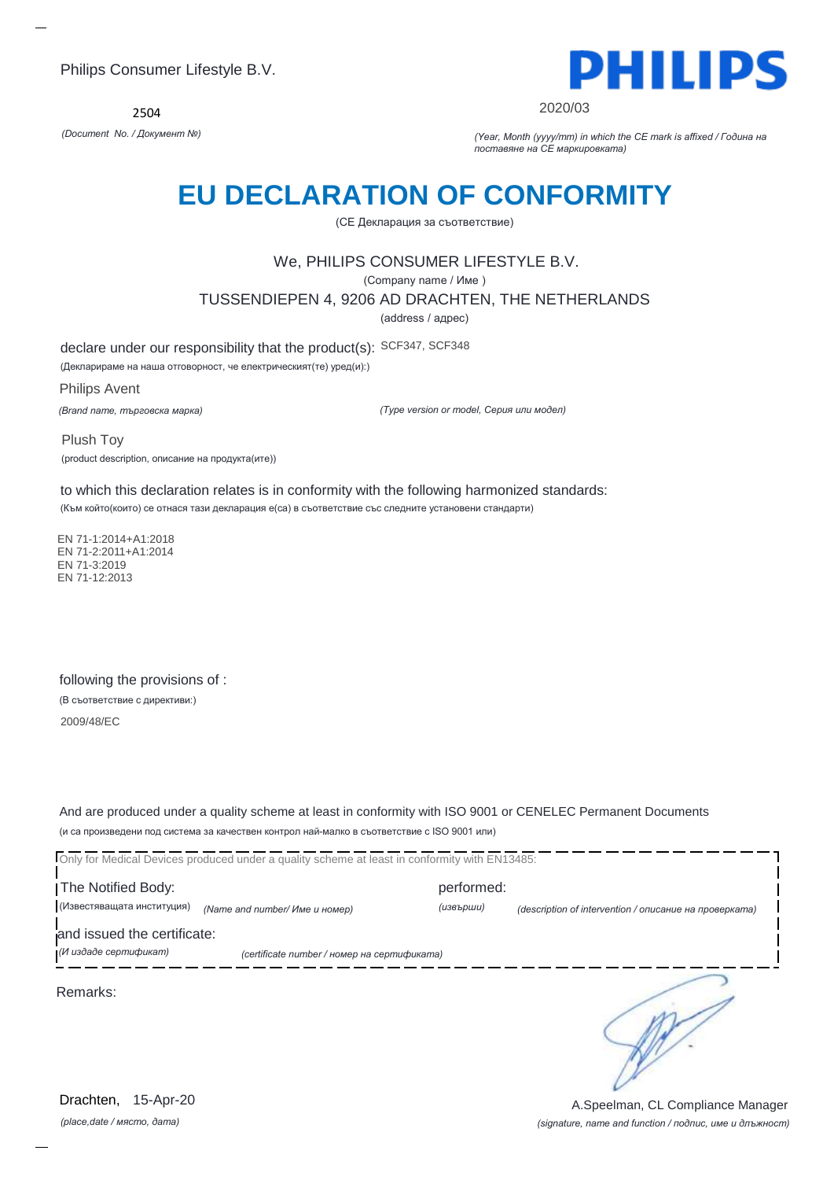Philips Consumer Lifestyle B.V.

PHILIPS

2504

*(Document No. / Документ №)*

2020/03

*(Year, Month (yyyy/mm) in which the CE mark is affixed / Година на поставяне на CE маркировката)*

# EU DECLARATION OF CONFORMITY

(CE Декларация за съответствие)

We, PHILIPS CONSUMER LIFESTYLE B.V.

(Company name / Име )

TUSSENDIEPEN 4, 9206 AD DRACHTEN, THE NETHERLANDS

(address / адрес)

declare under our responsibility that the product(s): SCF347, SCF348

(Декларираме на наша отговорност, че електрическият(те) уред(и):)

Philips Avent

*(Brand name, търговска марка)*

*(Type version or model, Серия или модел)*

Plush Toy

(product description, описание на продукта(ите))

to which this declaration relates is in conformity with the following harmonized standards:

(Към който(които) се отнася тази декларация е(са) в съответствие със следните установени стандарти)

EN 71-1:2014+A1:2018
EN 71-2:2011+A1:2014
EN 71-3:2019
EN 71-12:2013

following the provisions of :

(В съответствие с директиви:)

2009/48/EC

And are produced under a quality scheme at least in conformity with ISO 9001 or CENELEC Permanent Documents

(и са произведени под система за качествен контрол най-малко в съответствие с ISO 9001 или)

Only for Medical Devices produced under a quality scheme at least in conformity with EN13485:

The Notified Body: performed:

(Известяващата институция) *(Name and number/ Име и номер)* *(извърши)* *(description of intervention / описание на проверката)*

and issued the certificate:

*(И издаде сертификат)* *(certificate number / номер на сертификата)*

Remarks:

Drachten, 15-Apr-20

*(place,date / място, дата)*

A.Speelman, CL Compliance Manager

*(signature, name and function / подпис, име и длъжност)*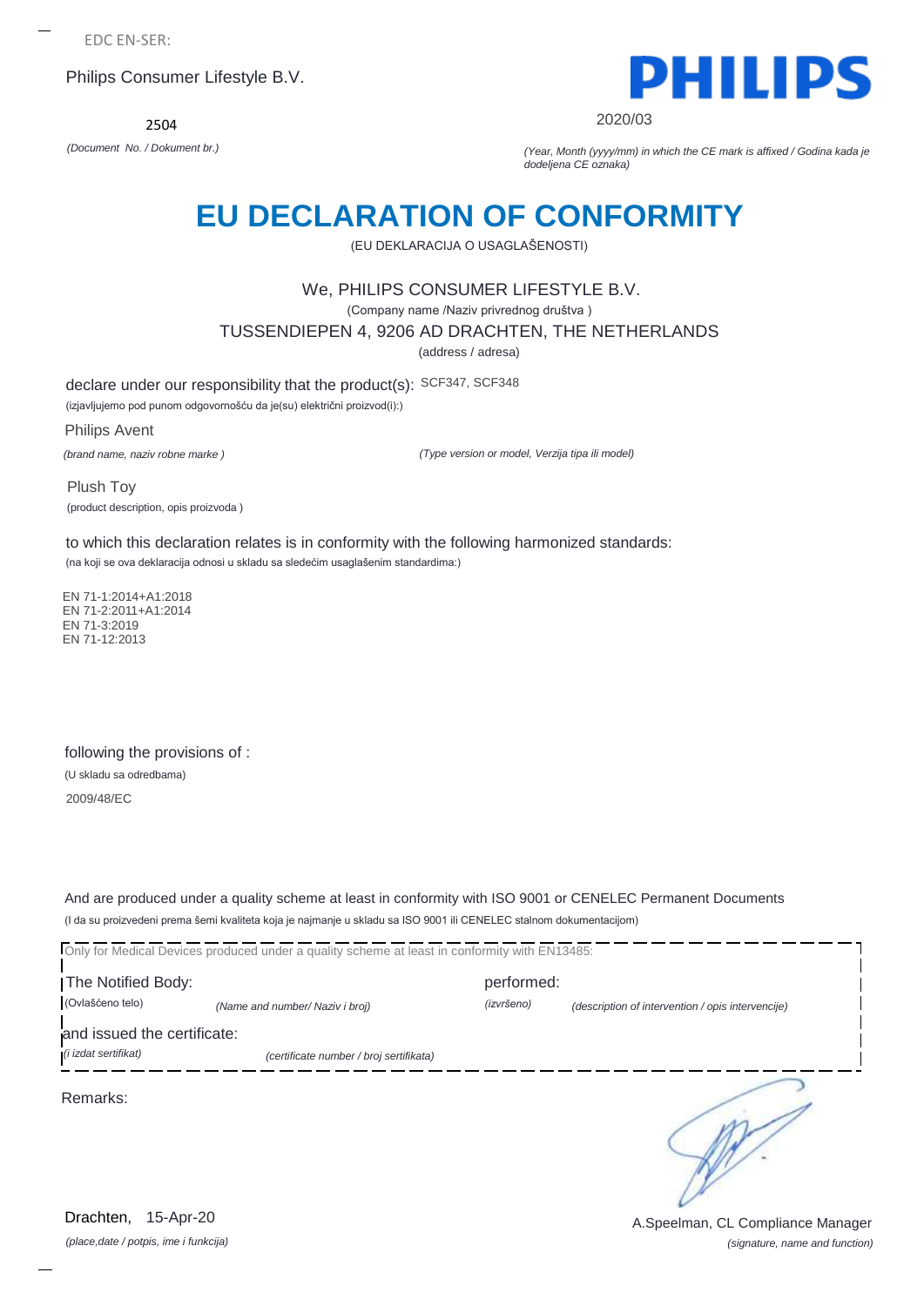EDC EN-SER:

Philips Consumer Lifestyle B.V.

2504

*(Document No. / Dokument br.)*

2020/03

*(Year, Month (yyyy/mm) in which the CE mark is affixed / Godina kada je dodeljena CE oznaka)*

# EU DECLARATION OF CONFORMITY

(EU DEKLARACIJA O USAGLAŠENOSTI)

We, PHILIPS CONSUMER LIFESTYLE B.V.

(Company name /Naziv privrednog društva )

TUSSENDIEPEN 4, 9206 AD DRACHTEN, THE NETHERLANDS

(address / adresa)

declare under our responsibility that the product(s): SCF347, SCF348

(izjavljujemo pod punom odgovornošću da je(su) električni proizvod(i):)

Philips Avent

*(brand name, naziv robne marke )*

*(Type version or model, Verzija tipa ili model)*

Plush Toy

(product description, opis proizvoda )

to which this declaration relates is in conformity with the following harmonized standards:

(na koji se ova deklaracija odnosi u skladu sa sledećim usaglašenim standardima:)

EN 71-1:2014+A1:2018
EN 71-2:2011+A1:2014
EN 71-3:2019
EN 71-12:2013

following the provisions of :

(U skladu sa odredbama)

2009/48/EC

And are produced under a quality scheme at least in conformity with ISO 9001 or CENELEC Permanent Documents

(I da su proizvedeni prema šemi kvaliteta koja je najmanje u skladu sa ISO 9001 ili CENELEC stalnom dokumentacijom)

Only for Medical Devices produced under a quality scheme at least in conformity with EN13485:

The Notified Body: (Ovlašćeno telo) *(Name and number/ Naziv i broj)*

performed: *(izvršeno)* *(description of intervention / opis intervencije)*

and issued the certificate: *(i izdat sertifikat)* *(certificate number / broj sertifikata)*

Remarks:

Drachten, 15-Apr-20

*(place,date / potpis, ime i funkcija)*

A.Speelman, CL Compliance Manager

*(signature, name and function)*